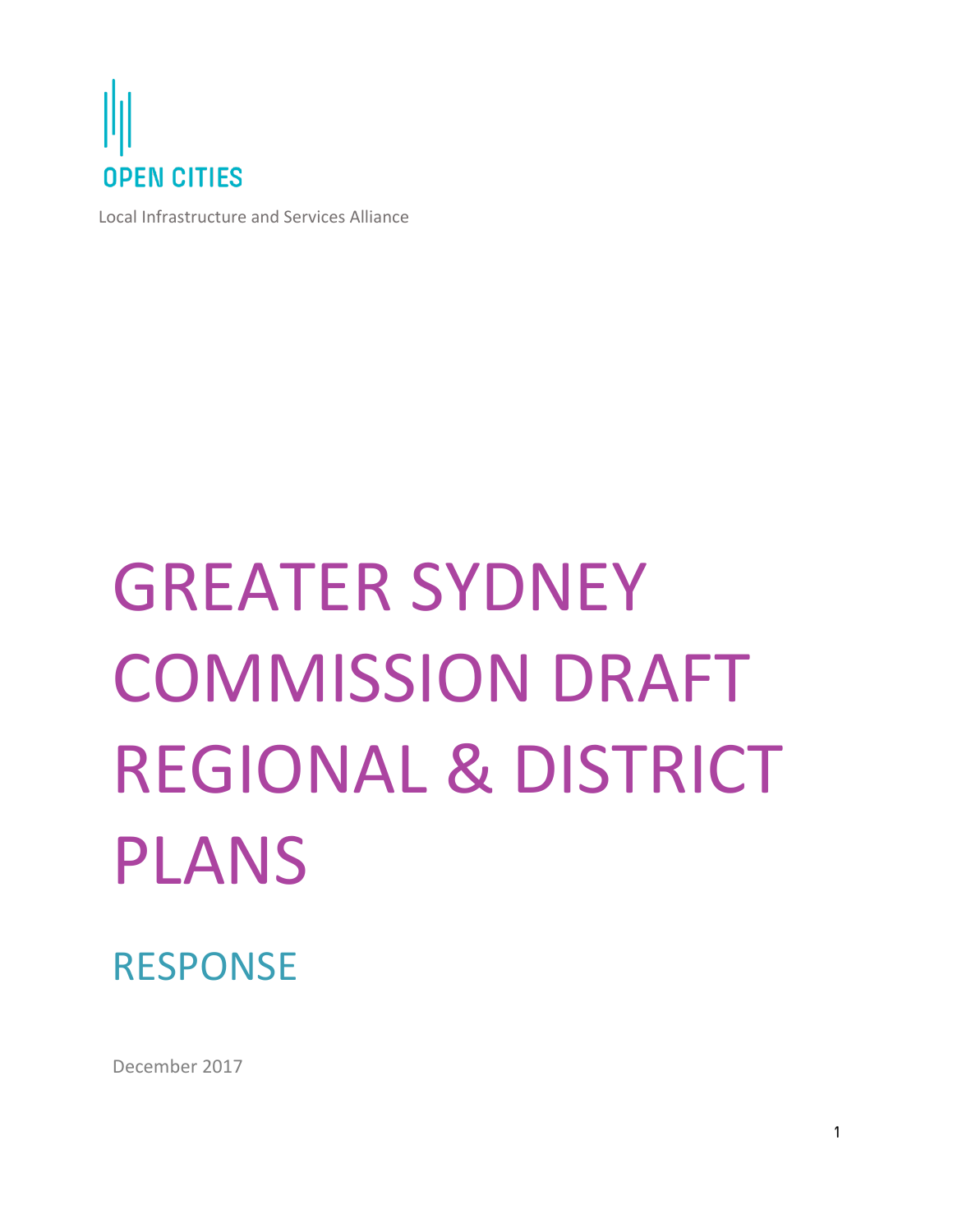OPEN CITIES

Local Infrastructure and Services Alliance

# GREATER SYDNEY COMMISSION DRAFT REGIONAL & DISTRICT PLANS

## RESPONSE

December 2017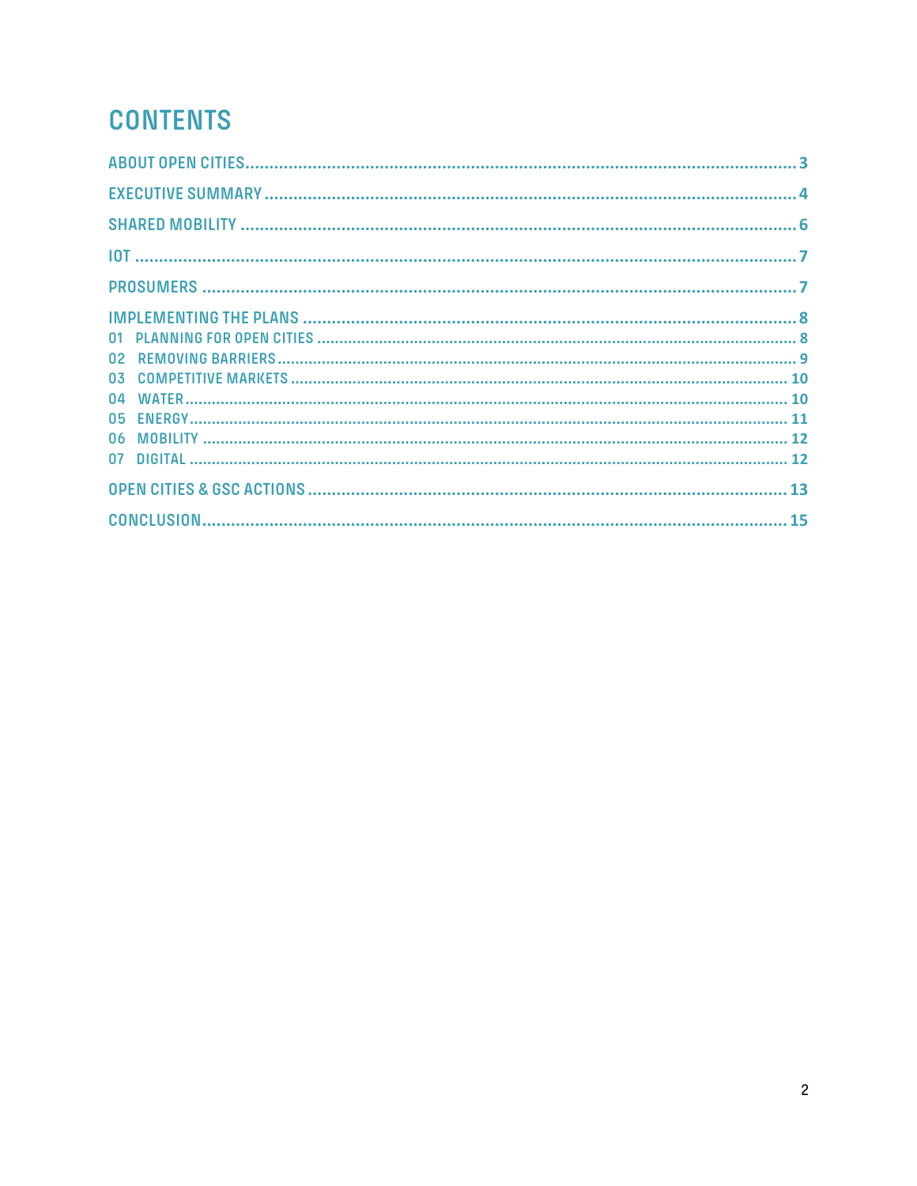# CONTENTS

ABOUT OPEN CITIES ........................................................ 3

EXECUTIVE SUMMARY ........................................................ 4

SHARED MOBILITY ........................................................ 6

IOT ........................................................ 7

PROSUMERS ........................................................ 7

IMPLEMENTING THE PLANS ........................................................ 8

01 PLANNING FOR OPEN CITIES ........................................................ 8

02 REMOVING BARRIERS ........................................................ 9

03 COMPETITIVE MARKETS ........................................................ 10

04 WATER ........................................................ 10

05 ENERGY ........................................................ 11

06 MOBILITY ........................................................ 12

07 DIGITAL ........................................................ 12

OPEN CITIES & GSC ACTIONS ........................................................ 13

CONCLUSION ........................................................ 15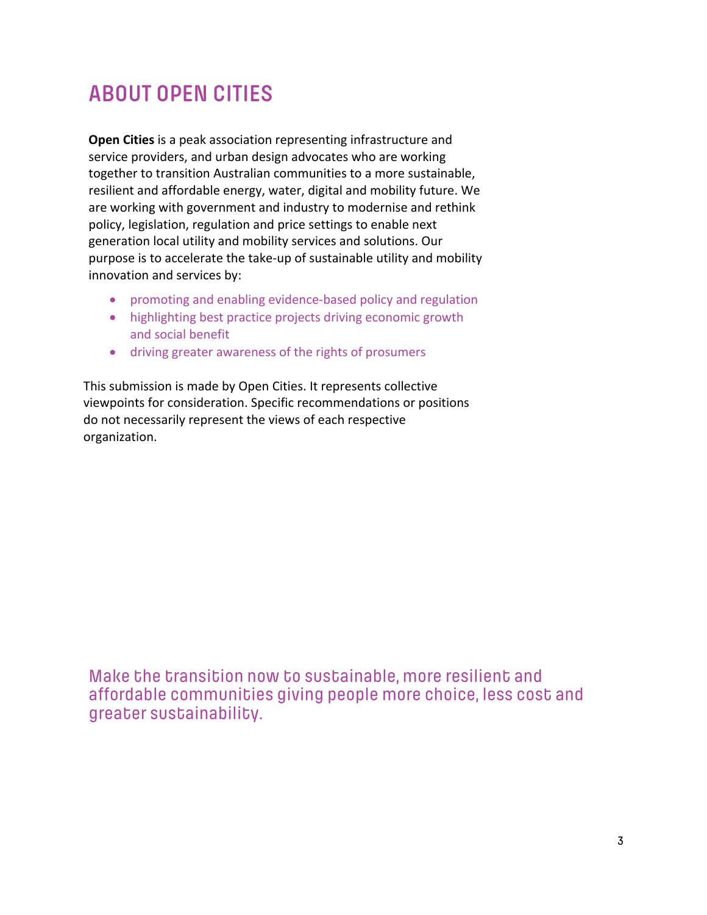# ABOUT OPEN CITIES

**Open Cities** is a peak association representing infrastructure and service providers, and urban design advocates who are working together to transition Australian communities to a more sustainable, resilient and affordable energy, water, digital and mobility future. We are working with government and industry to modernise and rethink policy, legislation, regulation and price settings to enable next generation local utility and mobility services and solutions. Our purpose is to accelerate the take-up of sustainable utility and mobility innovation and services by:

- promoting and enabling evidence-based policy and regulation
- highlighting best practice projects driving economic growth and social benefit
- driving greater awareness of the rights of prosumers

This submission is made by Open Cities. It represents collective viewpoints for consideration. Specific recommendations or positions do not necessarily represent the views of each respective organization.

Make the transition now to sustainable, more resilient and affordable communities giving people more choice, less cost and greater sustainability.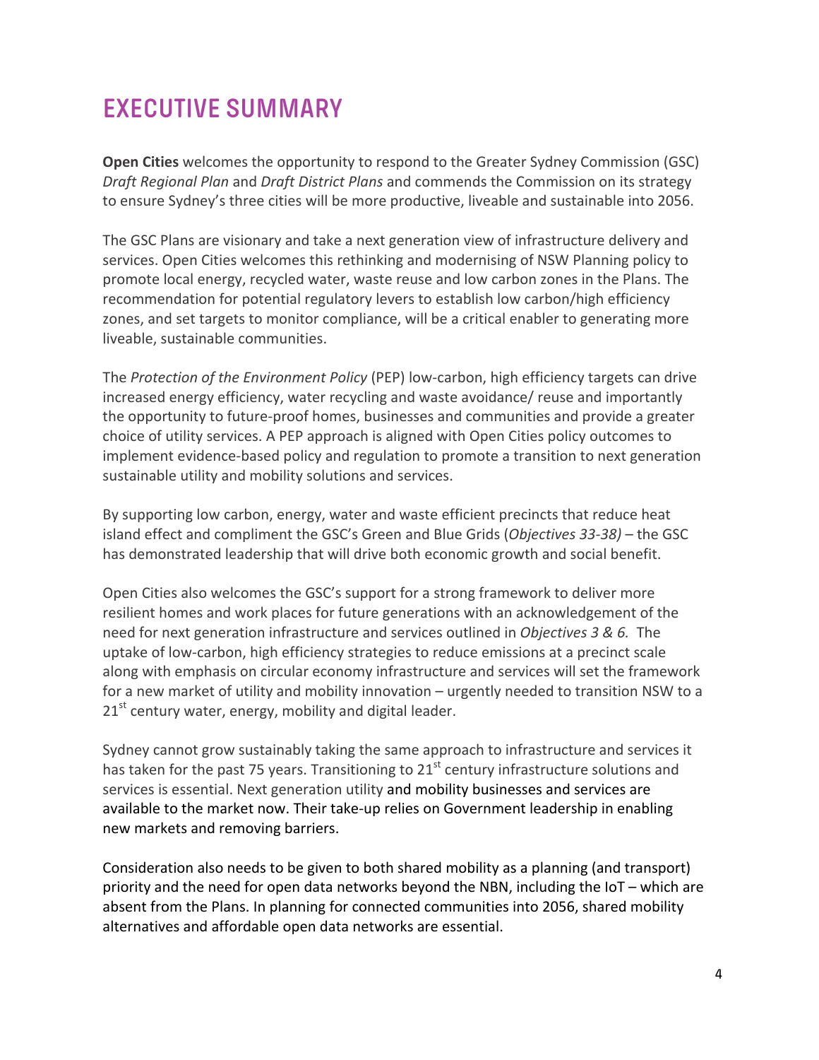# EXECUTIVE SUMMARY

**Open Cities** welcomes the opportunity to respond to the Greater Sydney Commission (GSC) *Draft Regional Plan* and *Draft District Plans* and commends the Commission on its strategy to ensure Sydney's three cities will be more productive, liveable and sustainable into 2056.

The GSC Plans are visionary and take a next generation view of infrastructure delivery and services. Open Cities welcomes this rethinking and modernising of NSW Planning policy to promote local energy, recycled water, waste reuse and low carbon zones in the Plans. The recommendation for potential regulatory levers to establish low carbon/high efficiency zones, and set targets to monitor compliance, will be a critical enabler to generating more liveable, sustainable communities.

The *Protection of the Environment Policy* (PEP) low-carbon, high efficiency targets can drive increased energy efficiency, water recycling and waste avoidance/ reuse and importantly the opportunity to future-proof homes, businesses and communities and provide a greater choice of utility services. A PEP approach is aligned with Open Cities policy outcomes to implement evidence-based policy and regulation to promote a transition to next generation sustainable utility and mobility solutions and services.

By supporting low carbon, energy, water and waste efficient precincts that reduce heat island effect and compliment the GSC's Green and Blue Grids (*Objectives 33-38)* – the GSC has demonstrated leadership that will drive both economic growth and social benefit.

Open Cities also welcomes the GSC's support for a strong framework to deliver more resilient homes and work places for future generations with an acknowledgement of the need for next generation infrastructure and services outlined in *Objectives 3 & 6.* The uptake of low-carbon, high efficiency strategies to reduce emissions at a precinct scale along with emphasis on circular economy infrastructure and services will set the framework for a new market of utility and mobility innovation – urgently needed to transition NSW to a 21st century water, energy, mobility and digital leader.

Sydney cannot grow sustainably taking the same approach to infrastructure and services it has taken for the past 75 years. Transitioning to 21st century infrastructure solutions and services is essential. Next generation utility and mobility businesses and services are available to the market now. Their take-up relies on Government leadership in enabling new markets and removing barriers.

Consideration also needs to be given to both shared mobility as a planning (and transport) priority and the need for open data networks beyond the NBN, including the IoT – which are absent from the Plans. In planning for connected communities into 2056, shared mobility alternatives and affordable open data networks are essential.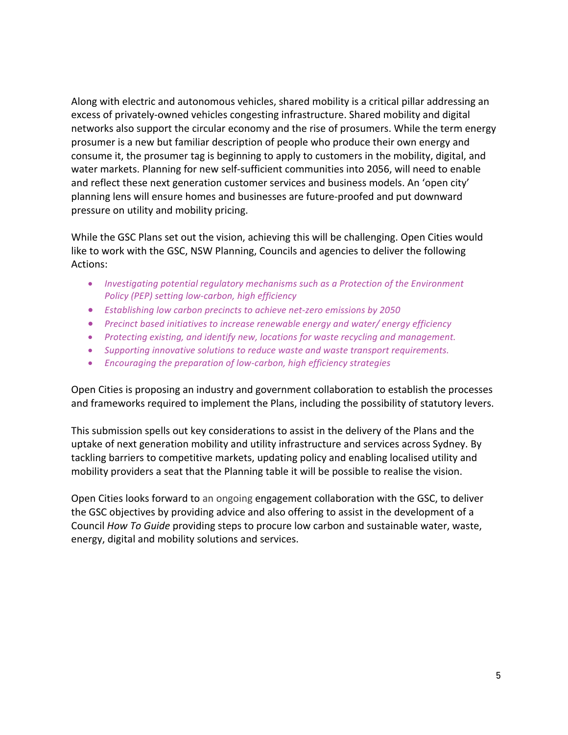Along with electric and autonomous vehicles, shared mobility is a critical pillar addressing an excess of privately-owned vehicles congesting infrastructure. Shared mobility and digital networks also support the circular economy and the rise of prosumers. While the term energy prosumer is a new but familiar description of people who produce their own energy and consume it, the prosumer tag is beginning to apply to customers in the mobility, digital, and water markets. Planning for new self-sufficient communities into 2056, will need to enable and reflect these next generation customer services and business models. An 'open city' planning lens will ensure homes and businesses are future-proofed and put downward pressure on utility and mobility pricing.

While the GSC Plans set out the vision, achieving this will be challenging. Open Cities would like to work with the GSC, NSW Planning, Councils and agencies to deliver the following Actions:

- *Investigating potential regulatory mechanisms such as a Protection of the Environment Policy (PEP) setting low-carbon, high efficiency*
- *Establishing low carbon precincts to achieve net-zero emissions by 2050*
- *Precinct based initiatives to increase renewable energy and water/ energy efficiency*
- *Protecting existing, and identify new, locations for waste recycling and management.*
- *Supporting innovative solutions to reduce waste and waste transport requirements.*
- *Encouraging the preparation of low-carbon, high efficiency strategies*

Open Cities is proposing an industry and government collaboration to establish the processes and frameworks required to implement the Plans, including the possibility of statutory levers.

This submission spells out key considerations to assist in the delivery of the Plans and the uptake of next generation mobility and utility infrastructure and services across Sydney. By tackling barriers to competitive markets, updating policy and enabling localised utility and mobility providers a seat that the Planning table it will be possible to realise the vision.

Open Cities looks forward to an ongoing engagement collaboration with the GSC, to deliver the GSC objectives by providing advice and also offering to assist in the development of a Council *How To Guide* providing steps to procure low carbon and sustainable water, waste, energy, digital and mobility solutions and services.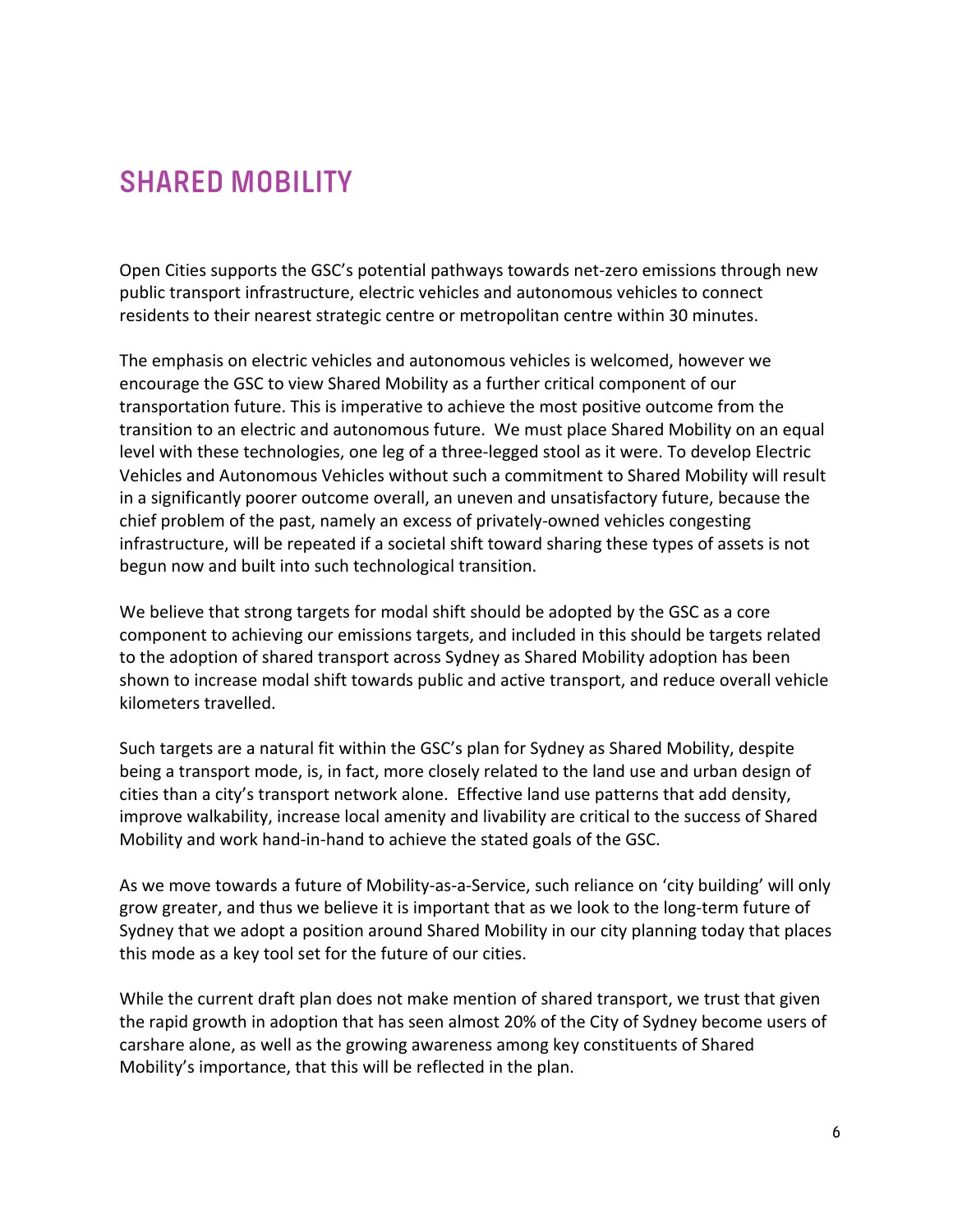## SHARED MOBILITY

Open Cities supports the GSC's potential pathways towards net-zero emissions through new public transport infrastructure, electric vehicles and autonomous vehicles to connect residents to their nearest strategic centre or metropolitan centre within 30 minutes.

The emphasis on electric vehicles and autonomous vehicles is welcomed, however we encourage the GSC to view Shared Mobility as a further critical component of our transportation future. This is imperative to achieve the most positive outcome from the transition to an electric and autonomous future. We must place Shared Mobility on an equal level with these technologies, one leg of a three-legged stool as it were. To develop Electric Vehicles and Autonomous Vehicles without such a commitment to Shared Mobility will result in a significantly poorer outcome overall, an uneven and unsatisfactory future, because the chief problem of the past, namely an excess of privately-owned vehicles congesting infrastructure, will be repeated if a societal shift toward sharing these types of assets is not begun now and built into such technological transition.

We believe that strong targets for modal shift should be adopted by the GSC as a core component to achieving our emissions targets, and included in this should be targets related to the adoption of shared transport across Sydney as Shared Mobility adoption has been shown to increase modal shift towards public and active transport, and reduce overall vehicle kilometers travelled.

Such targets are a natural fit within the GSC's plan for Sydney as Shared Mobility, despite being a transport mode, is, in fact, more closely related to the land use and urban design of cities than a city's transport network alone. Effective land use patterns that add density, improve walkability, increase local amenity and livability are critical to the success of Shared Mobility and work hand-in-hand to achieve the stated goals of the GSC.

As we move towards a future of Mobility-as-a-Service, such reliance on 'city building' will only grow greater, and thus we believe it is important that as we look to the long-term future of Sydney that we adopt a position around Shared Mobility in our city planning today that places this mode as a key tool set for the future of our cities.

While the current draft plan does not make mention of shared transport, we trust that given the rapid growth in adoption that has seen almost 20% of the City of Sydney become users of carshare alone, as well as the growing awareness among key constituents of Shared Mobility's importance, that this will be reflected in the plan.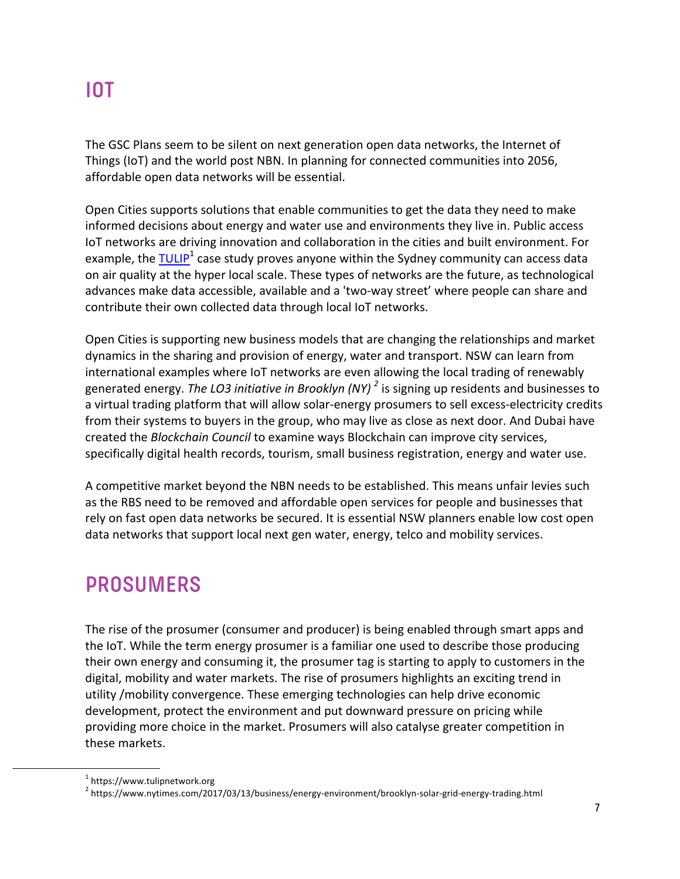# IOT

The GSC Plans seem to be silent on next generation open data networks, the Internet of Things (IoT) and the world post NBN. In planning for connected communities into 2056, affordable open data networks will be essential.

Open Cities supports solutions that enable communities to get the data they need to make informed decisions about energy and water use and environments they live in. Public access IoT networks are driving innovation and collaboration in the cities and built environment. For example, the TULIP[1] case study proves anyone within the Sydney community can access data on air quality at the hyper local scale. These types of networks are the future, as technological advances make data accessible, available and a 'two-way street' where people can share and contribute their own collected data through local IoT networks.

Open Cities is supporting new business models that are changing the relationships and market dynamics in the sharing and provision of energy, water and transport. NSW can learn from international examples where IoT networks are even allowing the local trading of renewably generated energy. *The LO3 initiative in Brooklyn (NY)* [2] is signing up residents and businesses to a virtual trading platform that will allow solar-energy prosumers to sell excess-electricity credits from their systems to buyers in the group, who may live as close as next door. And Dubai have created the *Blockchain Council* to examine ways Blockchain can improve city services, specifically digital health records, tourism, small business registration, energy and water use.

A competitive market beyond the NBN needs to be established. This means unfair levies such as the RBS need to be removed and affordable open services for people and businesses that rely on fast open data networks be secured. It is essential NSW planners enable low cost open data networks that support local next gen water, energy, telco and mobility services.

# PROSUMERS

The rise of the prosumer (consumer and producer) is being enabled through smart apps and the IoT. While the term energy prosumer is a familiar one used to describe those producing their own energy and consuming it, the prosumer tag is starting to apply to customers in the digital, mobility and water markets. The rise of prosumers highlights an exciting trend in utility /mobility convergence. These emerging technologies can help drive economic development, protect the environment and put downward pressure on pricing while providing more choice in the market. Prosumers will also catalyse greater competition in these markets.

---

[1] https://www.tulipnetwork.org

[2] https://www.nytimes.com/2017/03/13/business/energy-environment/brooklyn-solar-grid-energy-trading.html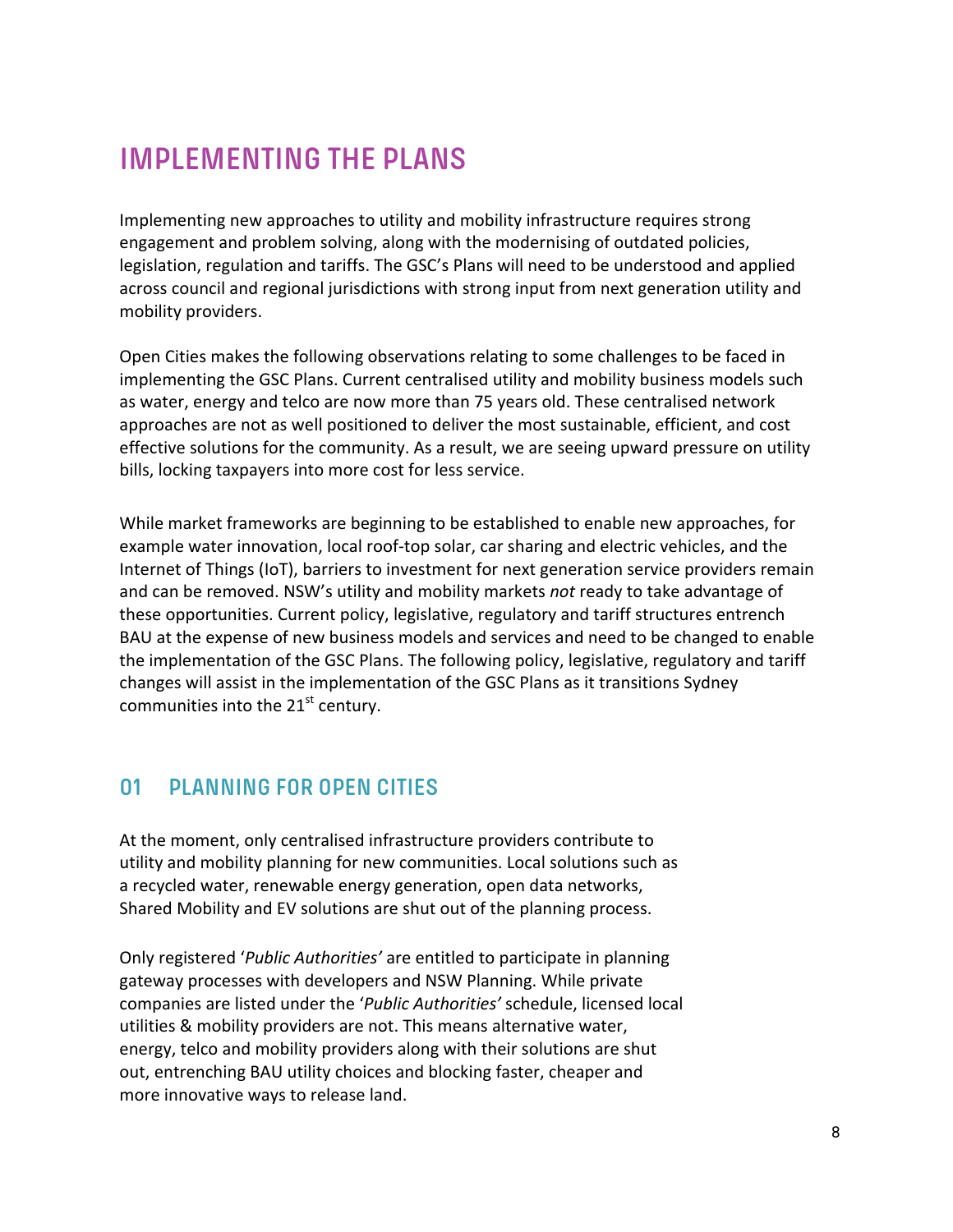# IMPLEMENTING THE PLANS

Implementing new approaches to utility and mobility infrastructure requires strong engagement and problem solving, along with the modernising of outdated policies, legislation, regulation and tariffs. The GSC's Plans will need to be understood and applied across council and regional jurisdictions with strong input from next generation utility and mobility providers.

Open Cities makes the following observations relating to some challenges to be faced in implementing the GSC Plans. Current centralised utility and mobility business models such as water, energy and telco are now more than 75 years old. These centralised network approaches are not as well positioned to deliver the most sustainable, efficient, and cost effective solutions for the community. As a result, we are seeing upward pressure on utility bills, locking taxpayers into more cost for less service.

While market frameworks are beginning to be established to enable new approaches, for example water innovation, local roof-top solar, car sharing and electric vehicles, and the Internet of Things (IoT), barriers to investment for next generation service providers remain and can be removed. NSW's utility and mobility markets *not* ready to take advantage of these opportunities. Current policy, legislative, regulatory and tariff structures entrench BAU at the expense of new business models and services and need to be changed to enable the implementation of the GSC Plans. The following policy, legislative, regulatory and tariff changes will assist in the implementation of the GSC Plans as it transitions Sydney communities into the 21st century.

## 01 PLANNING FOR OPEN CITIES

At the moment, only centralised infrastructure providers contribute to utility and mobility planning for new communities. Local solutions such as a recycled water, renewable energy generation, open data networks, Shared Mobility and EV solutions are shut out of the planning process.

Only registered '*Public Authorities'* are entitled to participate in planning gateway processes with developers and NSW Planning. While private companies are listed under the '*Public Authorities'* schedule, licensed local utilities & mobility providers are not. This means alternative water, energy, telco and mobility providers along with their solutions are shut out, entrenching BAU utility choices and blocking faster, cheaper and more innovative ways to release land.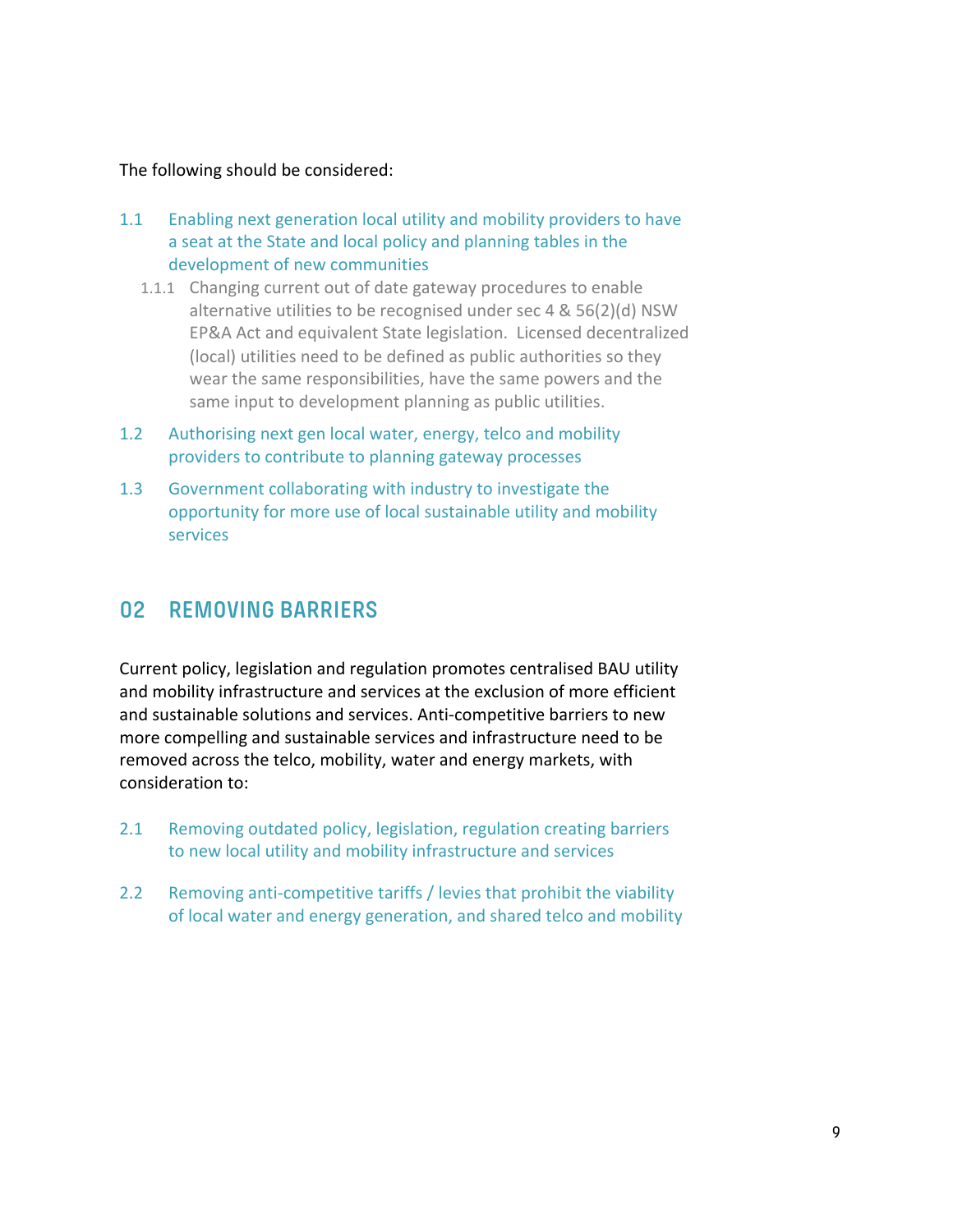The following should be considered:

1.1 Enabling next generation local utility and mobility providers to have a seat at the State and local policy and planning tables in the development of new communities

  1.1.1 Changing current out of date gateway procedures to enable alternative utilities to be recognised under sec 4 & 56(2)(d) NSW EP&A Act and equivalent State legislation. Licensed decentralized (local) utilities need to be defined as public authorities so they wear the same responsibilities, have the same powers and the same input to development planning as public utilities.

1.2 Authorising next gen local water, energy, telco and mobility providers to contribute to planning gateway processes

1.3 Government collaborating with industry to investigate the opportunity for more use of local sustainable utility and mobility services

## 02 REMOVING BARRIERS

Current policy, legislation and regulation promotes centralised BAU utility and mobility infrastructure and services at the exclusion of more efficient and sustainable solutions and services. Anti-competitive barriers to new more compelling and sustainable services and infrastructure need to be removed across the telco, mobility, water and energy markets, with consideration to:

2.1 Removing outdated policy, legislation, regulation creating barriers to new local utility and mobility infrastructure and services

2.2 Removing anti-competitive tariffs / levies that prohibit the viability of local water and energy generation, and shared telco and mobility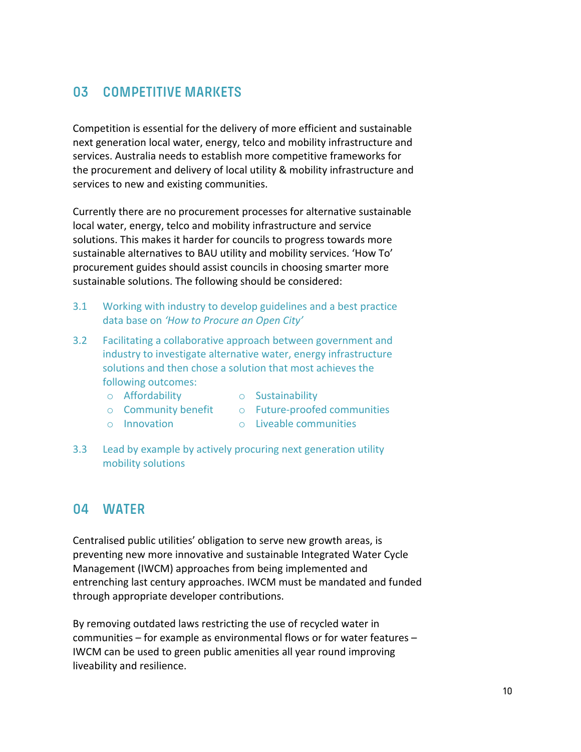## 03 COMPETITIVE MARKETS

Competition is essential for the delivery of more efficient and sustainable next generation local water, energy, telco and mobility infrastructure and services. Australia needs to establish more competitive frameworks for the procurement and delivery of local utility & mobility infrastructure and services to new and existing communities.

Currently there are no procurement processes for alternative sustainable local water, energy, telco and mobility infrastructure and service solutions. This makes it harder for councils to progress towards more sustainable alternatives to BAU utility and mobility services. 'How To' procurement guides should assist councils in choosing smarter more sustainable solutions. The following should be considered:

3.1 Working with industry to develop guidelines and a best practice data base on *'How to Procure an Open City'*

3.2 Facilitating a collaborative approach between government and industry to investigate alternative water, energy infrastructure solutions and then chose a solution that most achieves the following outcomes:

- Affordability
- Community benefit
- Innovation
- Sustainability
- Future-proofed communities
- Liveable communities

3.3 Lead by example by actively procuring next generation utility mobility solutions

## 04 WATER

Centralised public utilities' obligation to serve new growth areas, is preventing new more innovative and sustainable Integrated Water Cycle Management (IWCM) approaches from being implemented and entrenching last century approaches. IWCM must be mandated and funded through appropriate developer contributions.

By removing outdated laws restricting the use of recycled water in communities – for example as environmental flows or for water features – IWCM can be used to green public amenities all year round improving liveability and resilience.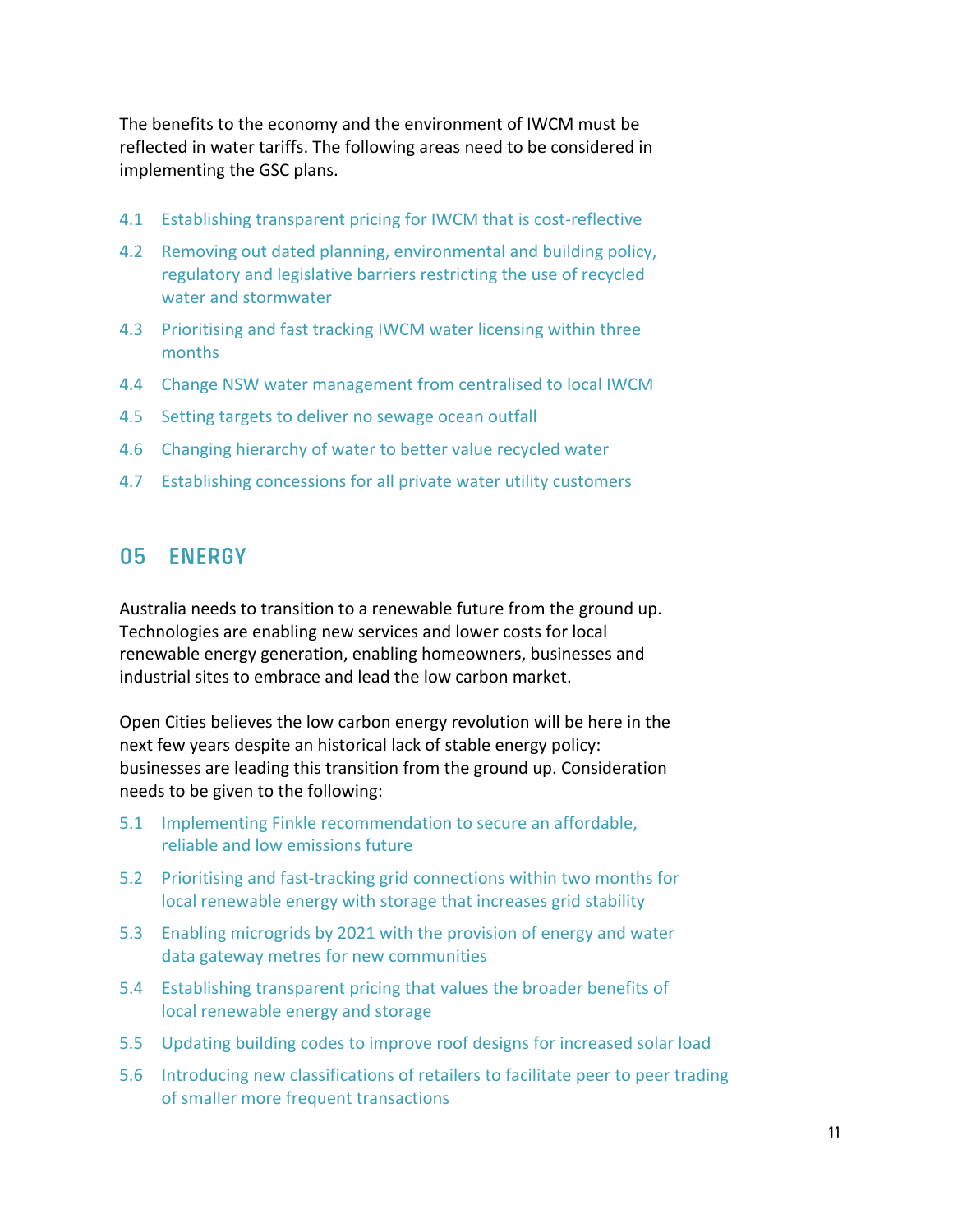The benefits to the economy and the environment of IWCM must be reflected in water tariffs. The following areas need to be considered in implementing the GSC plans.

4.1 Establishing transparent pricing for IWCM that is cost-reflective

4.2 Removing out dated planning, environmental and building policy, regulatory and legislative barriers restricting the use of recycled water and stormwater

4.3 Prioritising and fast tracking IWCM water licensing within three months

4.4 Change NSW water management from centralised to local IWCM

4.5 Setting targets to deliver no sewage ocean outfall

4.6 Changing hierarchy of water to better value recycled water

4.7 Establishing concessions for all private water utility customers

## 05 ENERGY

Australia needs to transition to a renewable future from the ground up. Technologies are enabling new services and lower costs for local renewable energy generation, enabling homeowners, businesses and industrial sites to embrace and lead the low carbon market.

Open Cities believes the low carbon energy revolution will be here in the next few years despite an historical lack of stable energy policy: businesses are leading this transition from the ground up. Consideration needs to be given to the following:

5.1 Implementing Finkle recommendation to secure an affordable, reliable and low emissions future

5.2 Prioritising and fast-tracking grid connections within two months for local renewable energy with storage that increases grid stability

5.3 Enabling microgrids by 2021 with the provision of energy and water data gateway metres for new communities

5.4 Establishing transparent pricing that values the broader benefits of local renewable energy and storage

5.5 Updating building codes to improve roof designs for increased solar load

5.6 Introducing new classifications of retailers to facilitate peer to peer trading of smaller more frequent transactions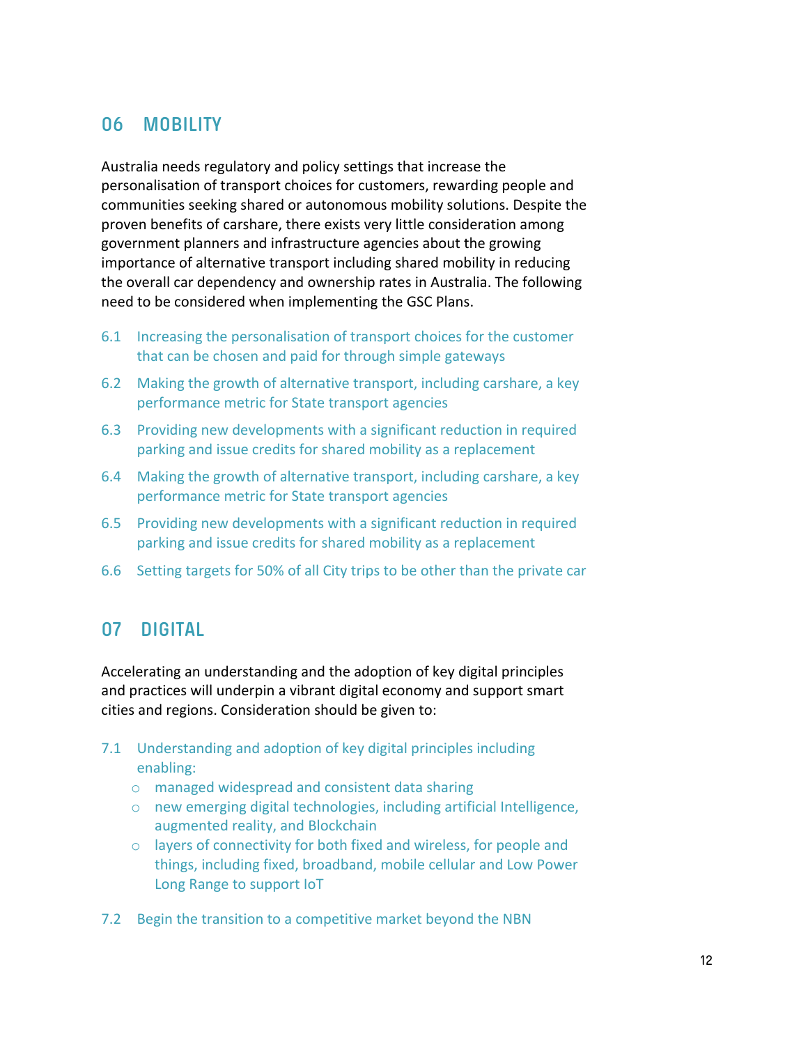## 06 MOBILITY

Australia needs regulatory and policy settings that increase the personalisation of transport choices for customers, rewarding people and communities seeking shared or autonomous mobility solutions. Despite the proven benefits of carshare, there exists very little consideration among government planners and infrastructure agencies about the growing importance of alternative transport including shared mobility in reducing the overall car dependency and ownership rates in Australia. The following need to be considered when implementing the GSC Plans.

6.1 Increasing the personalisation of transport choices for the customer that can be chosen and paid for through simple gateways

6.2 Making the growth of alternative transport, including carshare, a key performance metric for State transport agencies

6.3 Providing new developments with a significant reduction in required parking and issue credits for shared mobility as a replacement

6.4 Making the growth of alternative transport, including carshare, a key performance metric for State transport agencies

6.5 Providing new developments with a significant reduction in required parking and issue credits for shared mobility as a replacement

6.6 Setting targets for 50% of all City trips to be other than the private car

## 07 DIGITAL

Accelerating an understanding and the adoption of key digital principles and practices will underpin a vibrant digital economy and support smart cities and regions. Consideration should be given to:

7.1 Understanding and adoption of key digital principles including enabling:
   - managed widespread and consistent data sharing
   - new emerging digital technologies, including artificial Intelligence, augmented reality, and Blockchain
   - layers of connectivity for both fixed and wireless, for people and things, including fixed, broadband, mobile cellular and Low Power Long Range to support IoT

7.2 Begin the transition to a competitive market beyond the NBN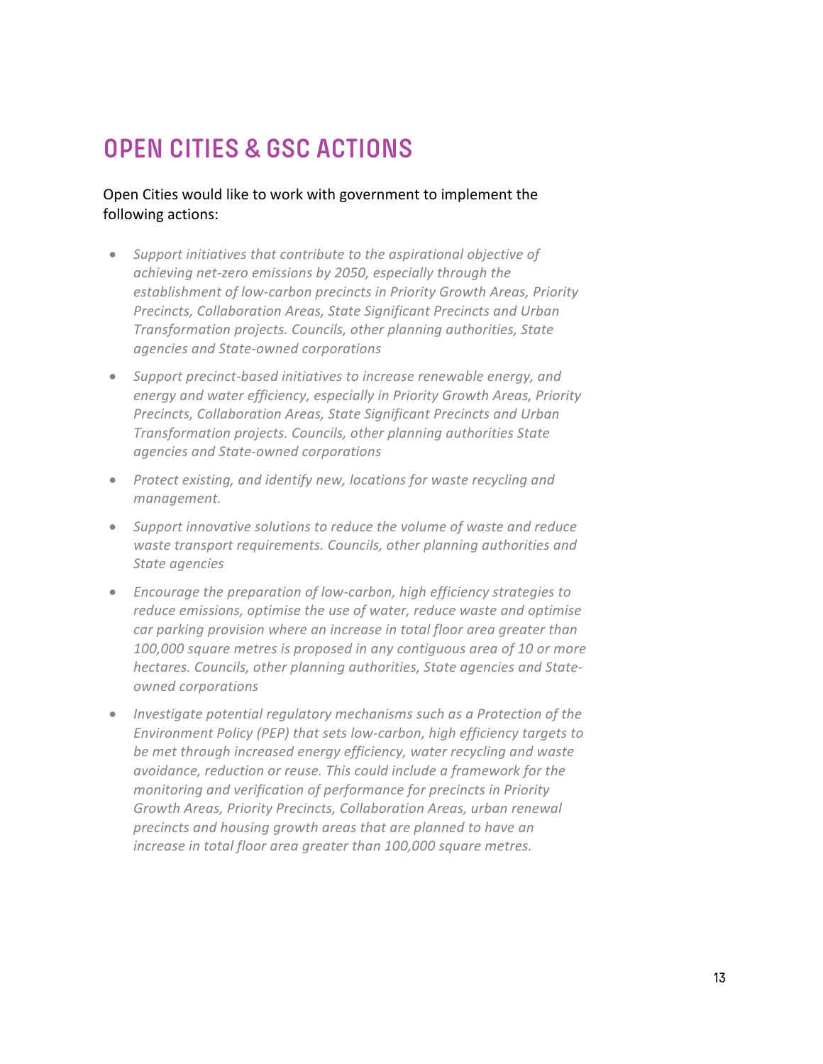# OPEN CITIES & GSC ACTIONS

Open Cities would like to work with government to implement the following actions:

- *Support initiatives that contribute to the aspirational objective of achieving net-zero emissions by 2050, especially through the establishment of low-carbon precincts in Priority Growth Areas, Priority Precincts, Collaboration Areas, State Significant Precincts and Urban Transformation projects. Councils, other planning authorities, State agencies and State-owned corporations*
- *Support precinct-based initiatives to increase renewable energy, and energy and water efficiency, especially in Priority Growth Areas, Priority Precincts, Collaboration Areas, State Significant Precincts and Urban Transformation projects. Councils, other planning authorities State agencies and State-owned corporations*
- *Protect existing, and identify new, locations for waste recycling and management.*
- *Support innovative solutions to reduce the volume of waste and reduce waste transport requirements. Councils, other planning authorities and State agencies*
- *Encourage the preparation of low-carbon, high efficiency strategies to reduce emissions, optimise the use of water, reduce waste and optimise car parking provision where an increase in total floor area greater than 100,000 square metres is proposed in any contiguous area of 10 or more hectares. Councils, other planning authorities, State agencies and State-owned corporations*
- *Investigate potential regulatory mechanisms such as a Protection of the Environment Policy (PEP) that sets low-carbon, high efficiency targets to be met through increased energy efficiency, water recycling and waste avoidance, reduction or reuse. This could include a framework for the monitoring and verification of performance for precincts in Priority Growth Areas, Priority Precincts, Collaboration Areas, urban renewal precincts and housing growth areas that are planned to have an increase in total floor area greater than 100,000 square metres.*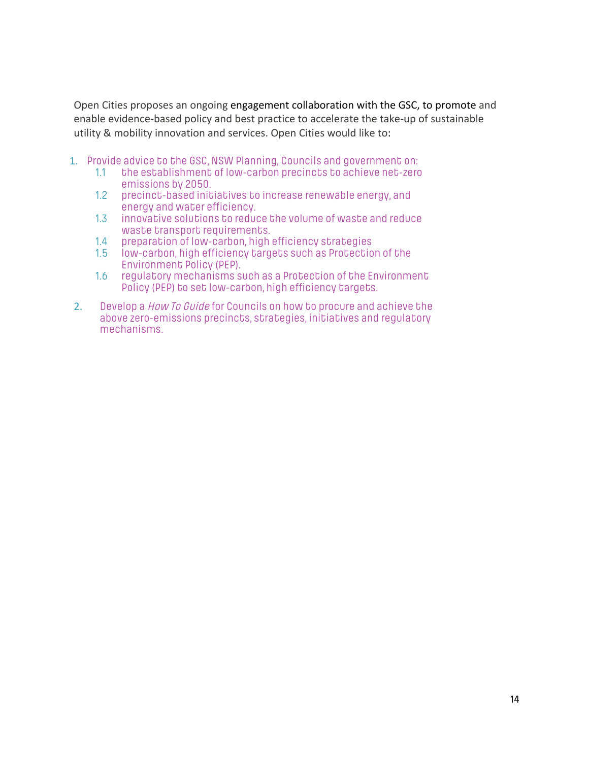Open Cities proposes an ongoing engagement collaboration with the GSC, to promote and enable evidence-based policy and best practice to accelerate the take-up of sustainable utility & mobility innovation and services. Open Cities would like to:

1. Provide advice to the GSC, NSW Planning, Councils and government on:
   - 1.1 the establishment of low-carbon precincts to achieve net-zero emissions by 2050.
   - 1.2 precinct-based initiatives to increase renewable energy, and energy and water efficiency.
   - 1.3 innovative solutions to reduce the volume of waste and reduce waste transport requirements.
   - 1.4 preparation of low-carbon, high efficiency strategies
   - 1.5 low-carbon, high efficiency targets such as Protection of the Environment Policy (PEP).
   - 1.6 regulatory mechanisms such as a Protection of the Environment Policy (PEP) to set low-carbon, high efficiency targets.

2. Develop a *How To Guide* for Councils on how to procure and achieve the above zero-emissions precincts, strategies, initiatives and regulatory mechanisms.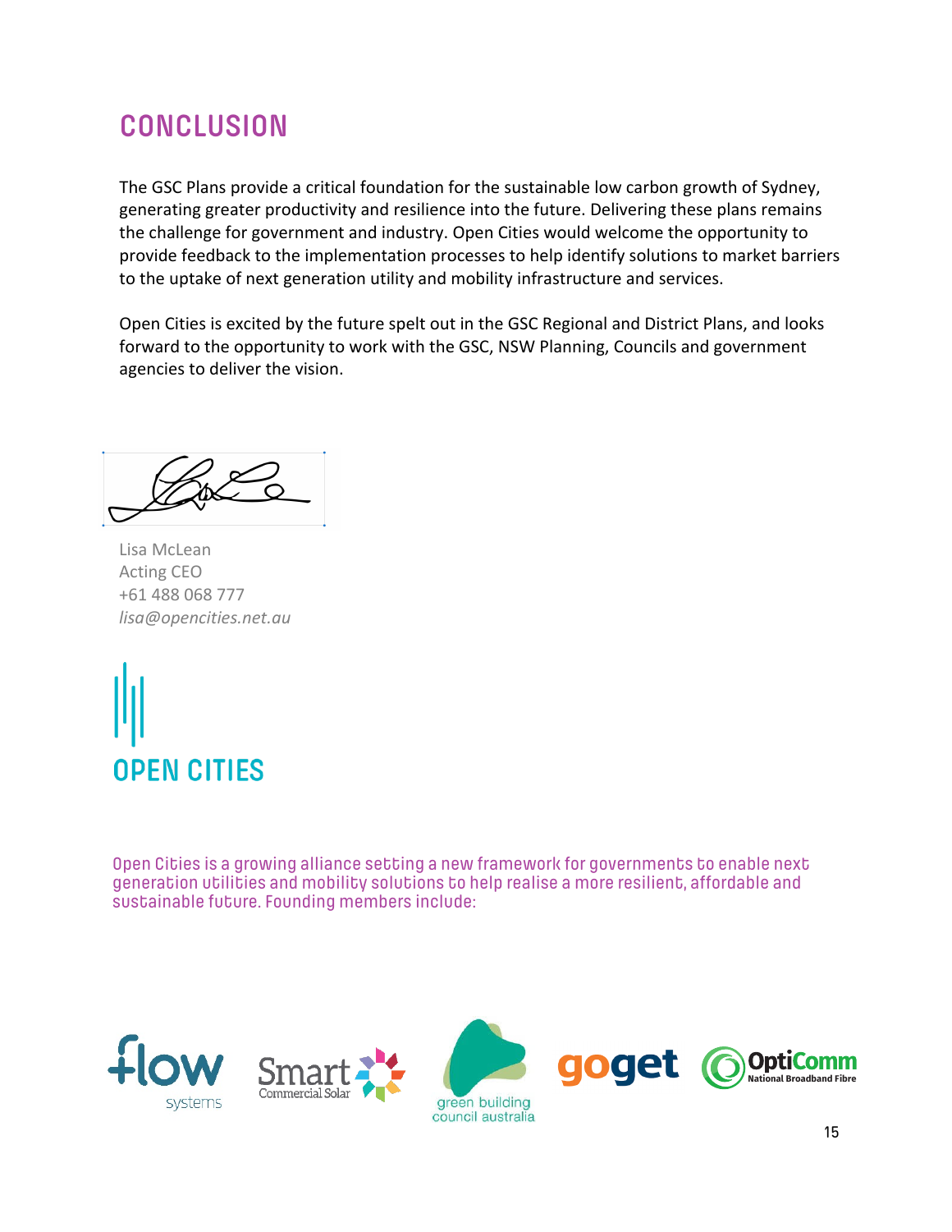# CONCLUSION

The GSC Plans provide a critical foundation for the sustainable low carbon growth of Sydney, generating greater productivity and resilience into the future. Delivering these plans remains the challenge for government and industry. Open Cities would welcome the opportunity to provide feedback to the implementation processes to help identify solutions to market barriers to the uptake of next generation utility and mobility infrastructure and services.

Open Cities is excited by the future spelt out in the GSC Regional and District Plans, and looks forward to the opportunity to work with the GSC, NSW Planning, Councils and government agencies to deliver the vision.

Lisa McLean
Acting CEO
+61 488 068 777
*lisa@opencities.net.au*

OPEN CITIES

Open Cities is a growing alliance setting a new framework for governments to enable next generation utilities and mobility solutions to help realise a more resilient, affordable and sustainable future. Founding members include:

flow systems | Smart Commercial Solar | green building council australia | goget | OptiComm National Broadband Fibre